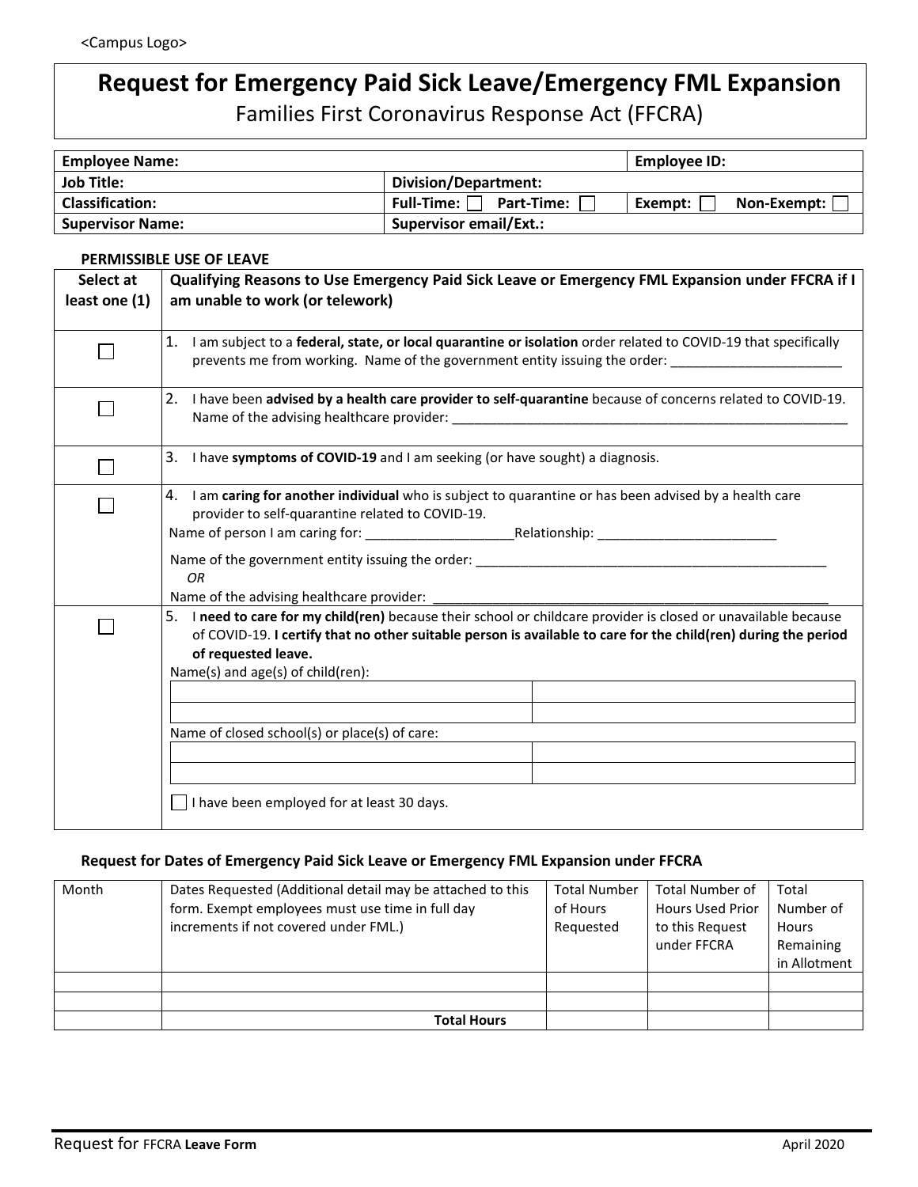<Campus Logo>

# Request for Emergency Paid Sick Leave/Emergency FML Expansion

Families First Coronavirus Response Act (FFCRA)

| **Employee Name:** | | **Employee ID:** |
|---|---|---|
| **Job Title:** | **Division/Department:** | |
| **Classification:** | **Full-Time:** ☐ **Part-Time:** ☐ | **Exempt:** ☐ **Non-Exempt:** ☐ |
| **Supervisor Name:** | **Supervisor email/Ext.:** | |

**PERMISSIBLE USE OF LEAVE**

| Select at least one (1) | Qualifying Reasons to Use Emergency Paid Sick Leave or Emergency FML Expansion under FFCRA if I am unable to work (or telework) |
|---|---|
| ☐ | 1. I am subject to a **federal, state, or local quarantine or isolation** order related to COVID-19 that specifically prevents me from working. Name of the government entity issuing the order: _______________________ |
| ☐ | 2. I have been **advised by a health care provider to self-quarantine** because of concerns related to COVID-19. Name of the advising healthcare provider: _______________________________________________________ |
| ☐ | 3. I have **symptoms of COVID-19** and I am seeking (or have sought) a diagnosis. |
| ☐ | 4. I am **caring for another individual** who is subject to quarantine or has been advised by a health care provider to self-quarantine related to COVID-19. Name of person I am caring for: ____________________ Relationship: ________________________ Name of the government entity issuing the order: _________________________________________________ *OR* Name of the advising healthcare provider: _______________________________________________________ |
| ☐ | 5. I **need to care for my child(ren)** because their school or childcare provider is closed or unavailable because of COVID-19. **I certify that no other suitable person is available to care for the child(ren) during the period of requested leave.** Name(s) and age(s) of child(ren): ______ ______ ______ ______ Name of closed school(s) or place(s) of care: ______ ______ ______ ______ ☐ I have been employed for at least 30 days. |

**Request for Dates of Emergency Paid Sick Leave or Emergency FML Expansion under FFCRA**

| Month | Dates Requested (Additional detail may be attached to this form. Exempt employees must use time in full day increments if not covered under FML.) | Total Number of Hours Requested | Total Number of Hours Used Prior to this Request under FFCRA | Total Number of Hours Remaining in Allotment |
|---|---|---|---|---|
| | | | | |
| | | | | |
| | **Total Hours** | | | |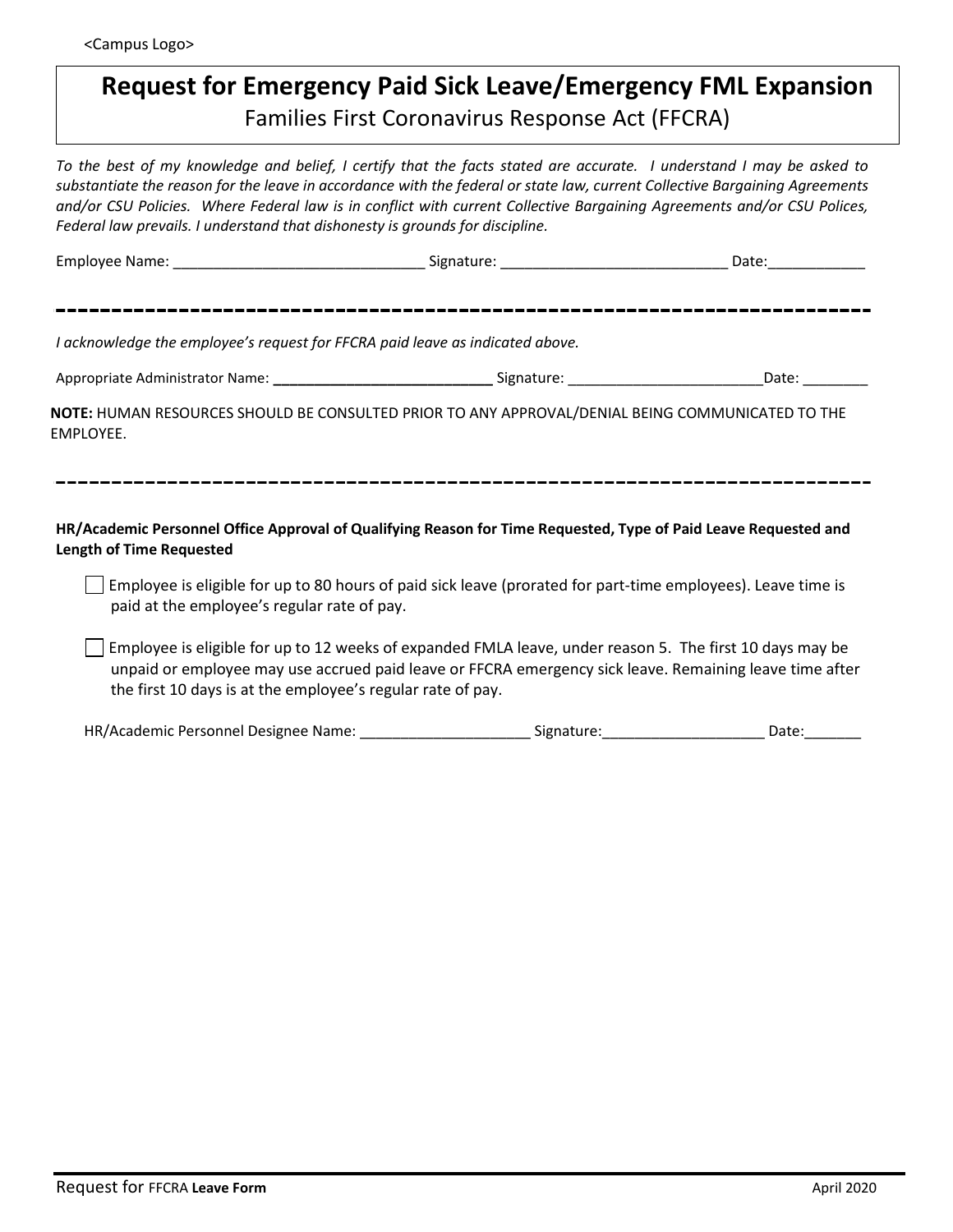<Campus Logo>

# Request for Emergency Paid Sick Leave/Emergency FML Expansion

Families First Coronavirus Response Act (FFCRA)

*To the best of my knowledge and belief, I certify that the facts stated are accurate. I understand I may be asked to substantiate the reason for the leave in accordance with the federal or state law, current Collective Bargaining Agreements and/or CSU Policies. Where Federal law is in conflict with current Collective Bargaining Agreements and/or CSU Polices, Federal law prevails. I understand that dishonesty is grounds for discipline.*

Employee Name: _______________________________ Signature: ____________________________ Date:____________

---

*I acknowledge the employee's request for FFCRA paid leave as indicated above.*

Appropriate Administrator Name: **___________________________** Signature: _________________________Date: ________

**NOTE:** HUMAN RESOURCES SHOULD BE CONSULTED PRIOR TO ANY APPROVAL/DENIAL BEING COMMUNICATED TO THE EMPLOYEE.

---

**HR/Academic Personnel Office Approval of Qualifying Reason for Time Requested, Type of Paid Leave Requested and Length of Time Requested**

☐ Employee is eligible for up to 80 hours of paid sick leave (prorated for part-time employees). Leave time is paid at the employee's regular rate of pay.

☐ Employee is eligible for up to 12 weeks of expanded FMLA leave, under reason 5. The first 10 days may be unpaid or employee may use accrued paid leave or FFCRA emergency sick leave. Remaining leave time after the first 10 days is at the employee's regular rate of pay.

HR/Academic Personnel Designee Name: _____________________ Signature:____________________ Date:_______